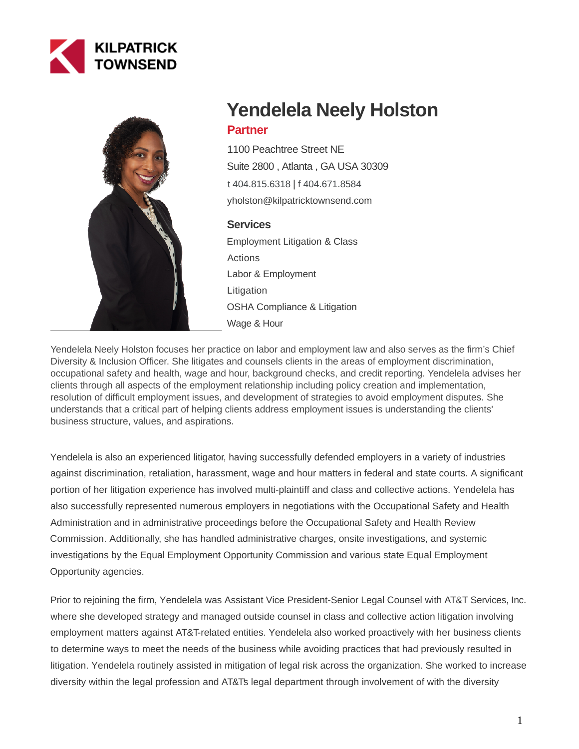KILPATRICK TOWNSEND

# Yendelela Neely Holston

**Partner**

1100 Peachtree Street NE
Suite 2800 , Atlanta , GA USA 30309
t 404.815.6318 | f 404.671.8584
yholston@kilpatricktownsend.com

### Services

Employment Litigation & Class Actions
Labor & Employment
Litigation
OSHA Compliance & Litigation
Wage & Hour

Yendelela Neely Holston focuses her practice on labor and employment law and also serves as the firm's Chief Diversity & Inclusion Officer. She litigates and counsels clients in the areas of employment discrimination, occupational safety and health, wage and hour, background checks, and credit reporting. Yendelela advises her clients through all aspects of the employment relationship including policy creation and implementation, resolution of difficult employment issues, and development of strategies to avoid employment disputes. She understands that a critical part of helping clients address employment issues is understanding the clients' business structure, values, and aspirations.

Yendelela is also an experienced litigator, having successfully defended employers in a variety of industries against discrimination, retaliation, harassment, wage and hour matters in federal and state courts. A significant portion of her litigation experience has involved multi-plaintiff and class and collective actions. Yendelela has also successfully represented numerous employers in negotiations with the Occupational Safety and Health Administration and in administrative proceedings before the Occupational Safety and Health Review Commission. Additionally, she has handled administrative charges, onsite investigations, and systemic investigations by the Equal Employment Opportunity Commission and various state Equal Employment Opportunity agencies.

Prior to rejoining the firm, Yendelela was Assistant Vice President-Senior Legal Counsel with AT&T Services, Inc. where she developed strategy and managed outside counsel in class and collective action litigation involving employment matters against AT&T-related entities. Yendelela also worked proactively with her business clients to determine ways to meet the needs of the business while avoiding practices that had previously resulted in litigation. Yendelela routinely assisted in mitigation of legal risk across the organization. She worked to increase diversity within the legal profession and AT&T's legal department through involvement of with the diversity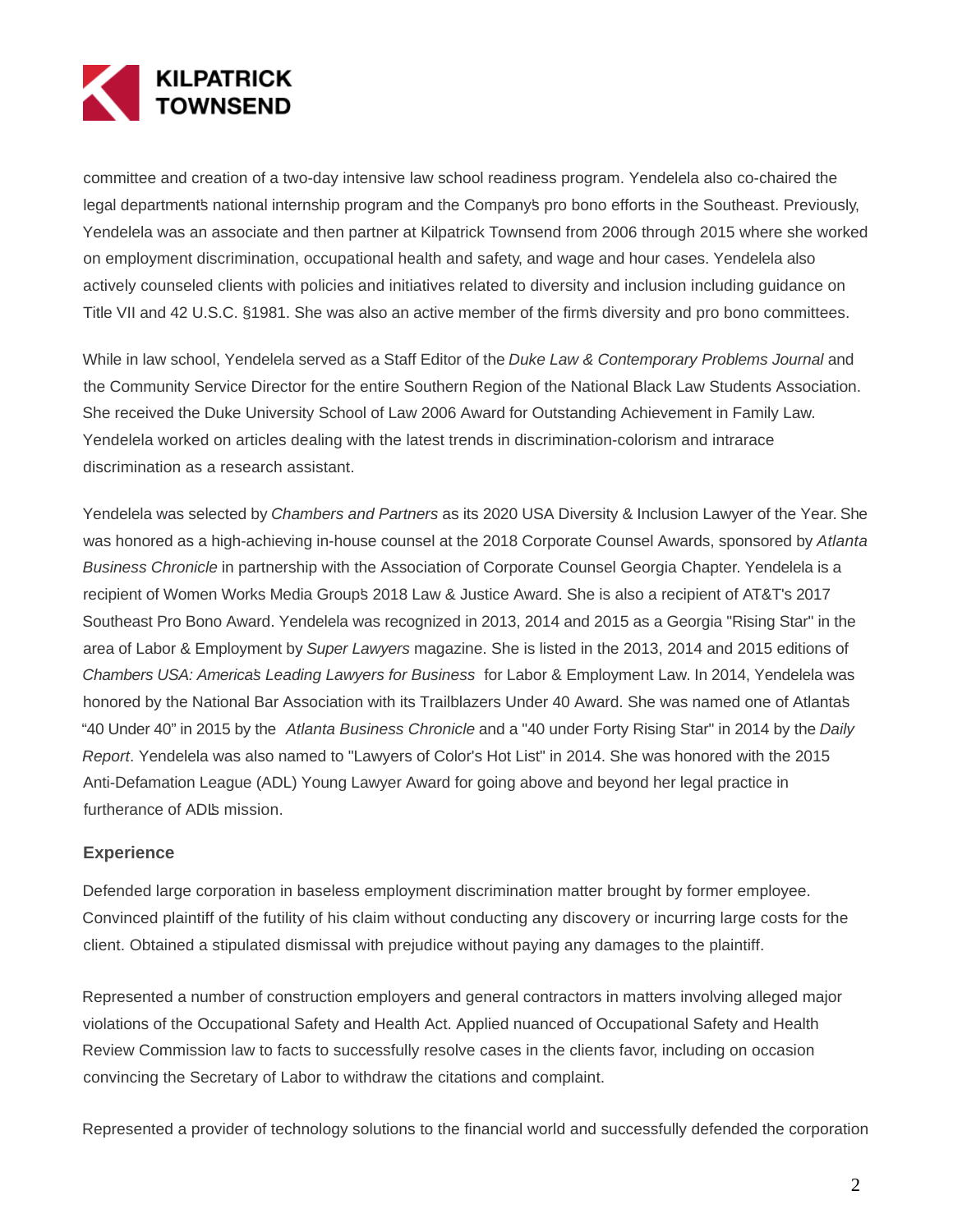committee and creation of a two-day intensive law school readiness program. Yendelela also co-chaired the legal department's national internship program and the Company's pro bono efforts in the Southeast. Previously, Yendelela was an associate and then partner at Kilpatrick Townsend from 2006 through 2015 where she worked on employment discrimination, occupational health and safety, and wage and hour cases. Yendelela also actively counseled clients with policies and initiatives related to diversity and inclusion including guidance on Title VII and 42 U.S.C. §1981. She was also an active member of the firm's diversity and pro bono committees.

While in law school, Yendelela served as a Staff Editor of the *Duke Law & Contemporary Problems Journal* and the Community Service Director for the entire Southern Region of the National Black Law Students Association. She received the Duke University School of Law 2006 Award for Outstanding Achievement in Family Law. Yendelela worked on articles dealing with the latest trends in discrimination-colorism and intrarace discrimination as a research assistant.

Yendelela was selected by *Chambers and Partners* as its 2020 USA Diversity & Inclusion Lawyer of the Year. She was honored as a high-achieving in-house counsel at the 2018 Corporate Counsel Awards, sponsored by *Atlanta Business Chronicle* in partnership with the Association of Corporate Counsel Georgia Chapter. Yendelela is a recipient of Women Works Media Group's 2018 Law & Justice Award. She is also a recipient of AT&T's 2017 Southeast Pro Bono Award. Yendelela was recognized in 2013, 2014 and 2015 as a Georgia "Rising Star" in the area of Labor & Employment by *Super Lawyers* magazine. She is listed in the 2013, 2014 and 2015 editions of *Chambers USA: America's Leading Lawyers for Business* for Labor & Employment Law. In 2014, Yendelela was honored by the National Bar Association with its Trailblazers Under 40 Award. She was named one of Atlanta's "40 Under 40" in 2015 by the *Atlanta Business Chronicle* and a "40 under Forty Rising Star" in 2014 by the *Daily Report*. Yendelela was also named to "Lawyers of Color's Hot List" in 2014. She was honored with the 2015 Anti-Defamation League (ADL) Young Lawyer Award for going above and beyond her legal practice in furtherance of ADL's mission.

### Experience

Defended large corporation in baseless employment discrimination matter brought by former employee. Convinced plaintiff of the futility of his claim without conducting any discovery or incurring large costs for the client. Obtained a stipulated dismissal with prejudice without paying any damages to the plaintiff.

Represented a number of construction employers and general contractors in matters involving alleged major violations of the Occupational Safety and Health Act. Applied nuanced of Occupational Safety and Health Review Commission law to facts to successfully resolve cases in the clients favor, including on occasion convincing the Secretary of Labor to withdraw the citations and complaint.

Represented a provider of technology solutions to the financial world and successfully defended the corporation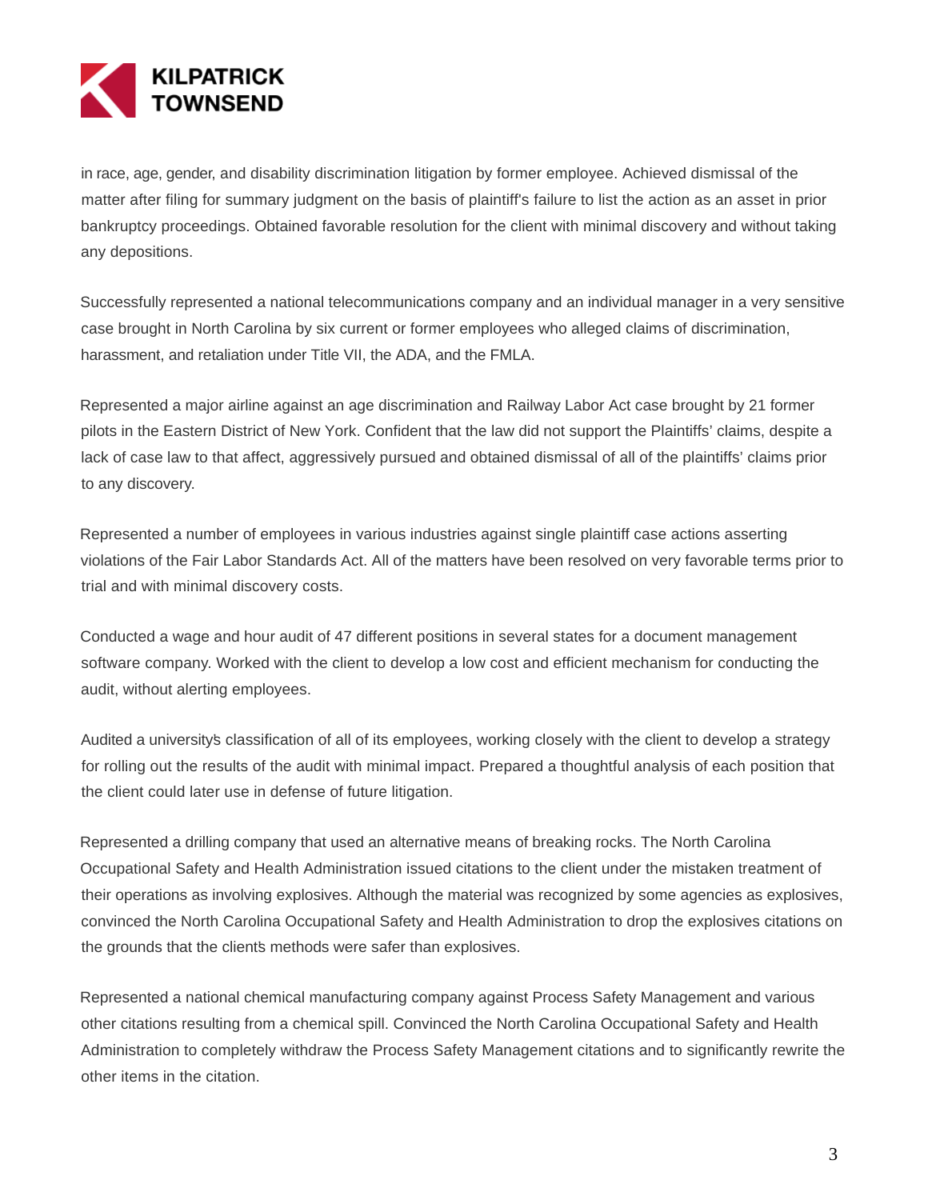in race, age, gender, and disability discrimination litigation by former employee. Achieved dismissal of the matter after filing for summary judgment on the basis of plaintiff's failure to list the action as an asset in prior bankruptcy proceedings. Obtained favorable resolution for the client with minimal discovery and without taking any depositions.

Successfully represented a national telecommunications company and an individual manager in a very sensitive case brought in North Carolina by six current or former employees who alleged claims of discrimination, harassment, and retaliation under Title VII, the ADA, and the FMLA.

Represented a major airline against an age discrimination and Railway Labor Act case brought by 21 former pilots in the Eastern District of New York. Confident that the law did not support the Plaintiffs' claims, despite a lack of case law to that affect, aggressively pursued and obtained dismissal of all of the plaintiffs' claims prior to any discovery.

Represented a number of employees in various industries against single plaintiff case actions asserting violations of the Fair Labor Standards Act. All of the matters have been resolved on very favorable terms prior to trial and with minimal discovery costs.

Conducted a wage and hour audit of 47 different positions in several states for a document management software company. Worked with the client to develop a low cost and efficient mechanism for conducting the audit, without alerting employees.

Audited a university's classification of all of its employees, working closely with the client to develop a strategy for rolling out the results of the audit with minimal impact. Prepared a thoughtful analysis of each position that the client could later use in defense of future litigation.

Represented a drilling company that used an alternative means of breaking rocks. The North Carolina Occupational Safety and Health Administration issued citations to the client under the mistaken treatment of their operations as involving explosives. Although the material was recognized by some agencies as explosives, convinced the North Carolina Occupational Safety and Health Administration to drop the explosives citations on the grounds that the client's methods were safer than explosives.

Represented a national chemical manufacturing company against Process Safety Management and various other citations resulting from a chemical spill. Convinced the North Carolina Occupational Safety and Health Administration to completely withdraw the Process Safety Management citations and to significantly rewrite the other items in the citation.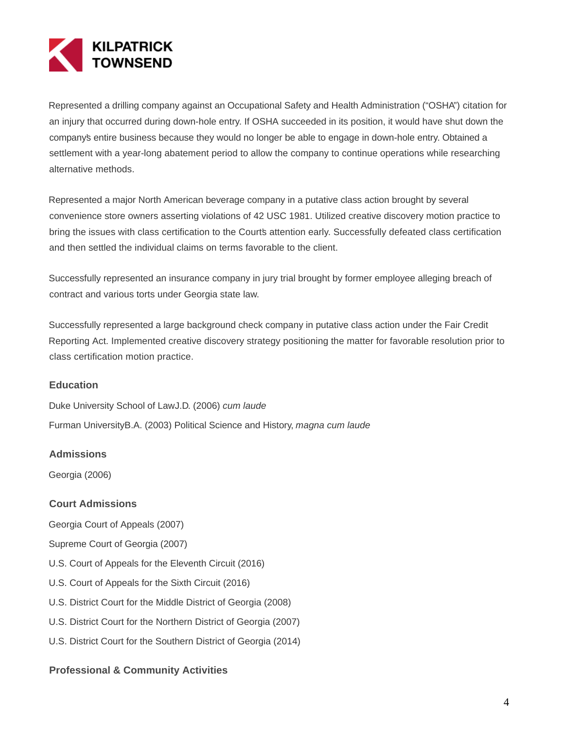Represented a drilling company against an Occupational Safety and Health Administration ("OSHA") citation for an injury that occurred during down-hole entry. If OSHA succeeded in its position, it would have shut down the company's entire business because they would no longer be able to engage in down-hole entry. Obtained a settlement with a year-long abatement period to allow the company to continue operations while researching alternative methods.

Represented a major North American beverage company in a putative class action brought by several convenience store owners asserting violations of 42 USC 1981. Utilized creative discovery motion practice to bring the issues with class certification to the Court's attention early. Successfully defeated class certification and then settled the individual claims on terms favorable to the client.

Successfully represented an insurance company in jury trial brought by former employee alleging breach of contract and various torts under Georgia state law.

Successfully represented a large background check company in putative class action under the Fair Credit Reporting Act. Implemented creative discovery strategy positioning the matter for favorable resolution prior to class certification motion practice.

### Education

Duke University School of LawJ.D. (2006) *cum laude*

Furman UniversityB.A. (2003) Political Science and History, *magna cum laude*

### Admissions

Georgia (2006)

### Court Admissions

Georgia Court of Appeals (2007)

Supreme Court of Georgia (2007)

U.S. Court of Appeals for the Eleventh Circuit (2016)

U.S. Court of Appeals for the Sixth Circuit (2016)

U.S. District Court for the Middle District of Georgia (2008)

U.S. District Court for the Northern District of Georgia (2007)

U.S. District Court for the Southern District of Georgia (2014)

### Professional & Community Activities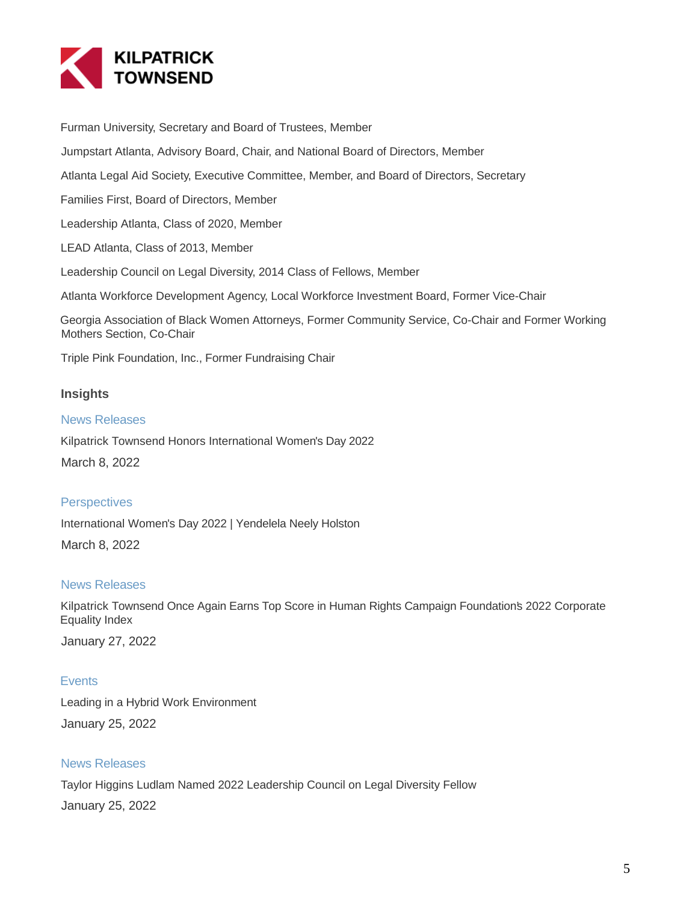Furman University, Secretary and Board of Trustees, Member

Jumpstart Atlanta, Advisory Board, Chair, and National Board of Directors, Member

Atlanta Legal Aid Society, Executive Committee, Member, and Board of Directors, Secretary

Families First, Board of Directors, Member

Leadership Atlanta, Class of 2020, Member

LEAD Atlanta, Class of 2013, Member

Leadership Council on Legal Diversity, 2014 Class of Fellows, Member

Atlanta Workforce Development Agency, Local Workforce Investment Board, Former Vice-Chair

Georgia Association of Black Women Attorneys, Former Community Service, Co-Chair and Former Working Mothers Section, Co-Chair

Triple Pink Foundation, Inc., Former Fundraising Chair

## Insights

News Releases

Kilpatrick Townsend Honors International Women's Day 2022

March 8, 2022

Perspectives

International Women's Day 2022 | Yendelela Neely Holston

March 8, 2022

News Releases

Kilpatrick Townsend Once Again Earns Top Score in Human Rights Campaign Foundation's 2022 Corporate Equality Index

January 27, 2022

Events

Leading in a Hybrid Work Environment

January 25, 2022

News Releases

Taylor Higgins Ludlam Named 2022 Leadership Council on Legal Diversity Fellow

January 25, 2022